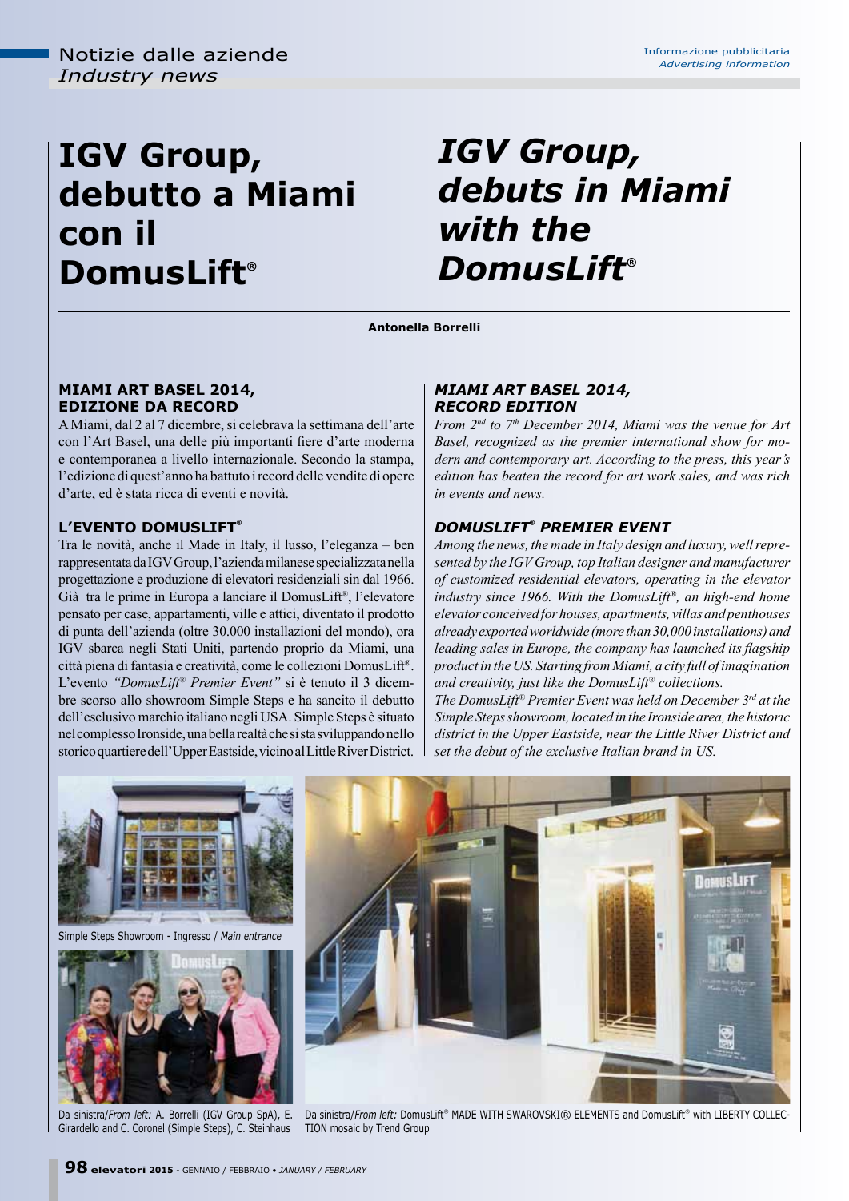Notizie dalle aziende
*Industry news*

Informazione pubblicitaria
*Advertising information*

# IGV Group, debutto a Miami con il DomusLift®

# *IGV Group, debuts in Miami with the DomusLift®*

**Antonella Borrelli**

### MIAMI ART BASEL 2014, EDIZIONE DA RECORD

A Miami, dal 2 al 7 dicembre, si celebrava la settimana dell'arte con l'Art Basel, una delle più importanti fiere d'arte moderna e contemporanea a livello internazionale. Secondo la stampa, l'edizione di quest'anno ha battuto i record delle vendite di opere d'arte, ed è stata ricca di eventi e novità.

### L'EVENTO DOMUSLIFT®

Tra le novità, anche il Made in Italy, il lusso, l'eleganza – ben rappresentata da IGV Group, l'azienda milanese specializzata nella progettazione e produzione di elevatori residenziali sin dal 1966. Già tra le prime in Europa a lanciare il DomusLift®, l'elevatore pensato per case, appartamenti, ville e attici, diventato il prodotto di punta dell'azienda (oltre 30.000 installazioni del mondo), ora IGV sbarca negli Stati Uniti, partendo proprio da Miami, una città piena di fantasia e creatività, come le collezioni DomusLift®.
L'evento *"DomusLift® Premier Event"* si è tenuto il 3 dicembre scorso allo showroom Simple Steps e ha sancito il debutto dell'esclusivo marchio italiano negli USA. Simple Steps è situato nel complesso Ironside, una bella realtà che si sta sviluppando nello storico quartiere dell'Upper Eastside, vicino al Little River District.

### *MIAMI ART BASEL 2014, RECORD EDITION*

*From 2nd to 7th December 2014, Miami was the venue for Art Basel, recognized as the premier international show for modern and contemporary art. According to the press, this year's edition has beaten the record for art work sales, and was rich in events and news.*

### *DOMUSLIFT® PREMIER EVENT*

*Among the news, the made in Italy design and luxury, well represented by the IGV Group, top Italian designer and manufacturer of customized residential elevators, operating in the elevator industry since 1966. With the DomusLift®, an high-end home elevator conceived for houses, apartments, villas and penthouses already exported worldwide (more than 30,000 installations) and leading sales in Europe, the company has launched its flagship product in the US. Starting from Miami, a city full of imagination and creativity, just like the DomusLift® collections.*
*The DomusLift® Premier Event was held on December 3rd at the Simple Steps showroom, located in the Ironside area, the historic district in the Upper Eastside, near the Little River District and set the debut of the exclusive Italian brand in US.*

Simple Steps Showroom - Ingresso / *Main entrance*

Da sinistra/*From left:* A. Borrelli (IGV Group SpA), E. Girardello and C. Coronel (Simple Steps), C. Steinhaus

Da sinistra/*From left:* DomusLift® MADE WITH SWAROVSKI® ELEMENTS and DomusLift® with LIBERTY COLLECTION mosaic by Trend Group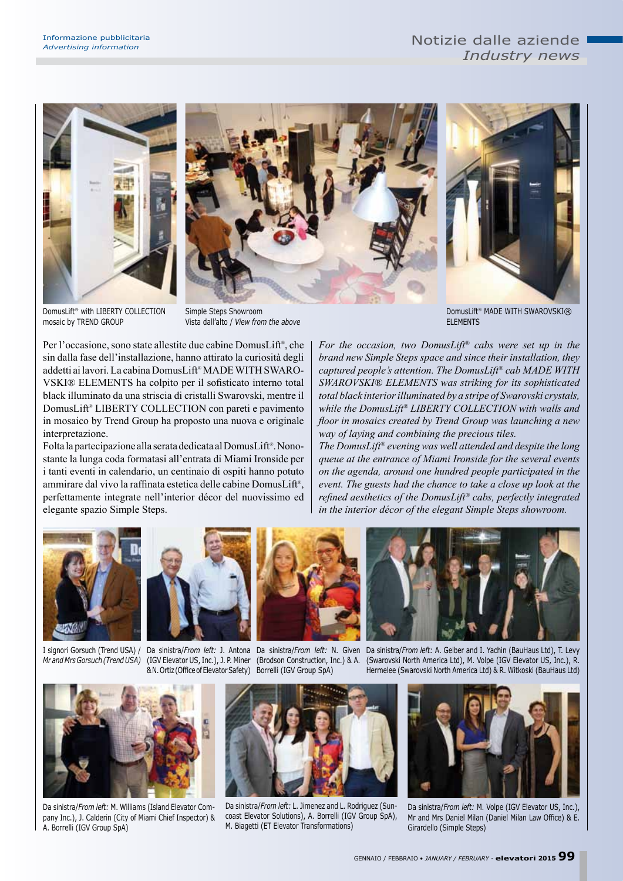DomusLift® with LIBERTY COLLECTION mosaic by TREND GROUP

Simple Steps Showroom
Vista dall'alto / *View from the above*

DomusLift® MADE WITH SWAROVSKI® ELEMENTS

Per l'occasione, sono state allestite due cabine DomusLift®, che sin dalla fase dell'installazione, hanno attirato la curiosità degli addetti ai lavori. La cabina DomusLift® MADE WITH SWAROVSKI® ELEMENTS ha colpito per il sofisticato interno total black illuminato da una striscia di cristalli Swarovski, mentre il DomusLift® LIBERTY COLLECTION con pareti e pavimento in mosaico by Trend Group ha proposto una nuova e originale interpretazione.

Folta la partecipazione alla serata dedicata al DomusLift®. Nonostante la lunga coda formatasi all'entrata di Miami Ironside per i tanti eventi in calendario, un centinaio di ospiti hanno potuto ammirare dal vivo la raffinata estetica delle cabine DomusLift®, perfettamente integrate nell'interior décor del nuovissimo ed elegante spazio Simple Steps.

*For the occasion, two DomusLift® cabs were set up in the brand new Simple Steps space and since their installation, they captured people's attention. The DomusLift® cab MADE WITH SWAROVSKI® ELEMENTS was striking for its sophisticated total black interior illuminated by a stripe of Swarovski crystals, while the DomusLift® LIBERTY COLLECTION with walls and floor in mosaics created by Trend Group was launching a new way of laying and combining the precious tiles.*

*The DomusLift® evening was well attended and despite the long queue at the entrance of Miami Ironside for the several events on the agenda, around one hundred people participated in the event. The guests had the chance to take a close up look at the refined aesthetics of the DomusLift® cabs, perfectly integrated in the interior décor of the elegant Simple Steps showroom.*

I signori Gorsuch (Trend USA) / *Mr and Mrs Gorsuch (Trend USA)*

Da sinistra/*From left:* J. Antona (IGV Elevator US, Inc.), J. P. Miner & N. Ortiz (Office of Elevator Safety)

Da sinistra/*From left:* N. Given (Brodson Construction, Inc.) & A. Borrelli (IGV Group SpA)

Da sinistra/*From left:* A. Gelber and I. Yachin (BauHaus Ltd), T. Levy (Swarovski North America Ltd), M. Volpe (IGV Elevator US, Inc.), R. Hermelee (Swarovski North America Ltd) & R. Witkoski (BauHaus Ltd)

Da sinistra/*From left:* M. Williams (Island Elevator Company Inc.), J. Calderin (City of Miami Chief Inspector) & A. Borrelli (IGV Group SpA)

Da sinistra/*From left:* L. Jimenez and L. Rodriguez (Suncoast Elevator Solutions), A. Borrelli (IGV Group SpA), M. Biagetti (ET Elevator Transformations)

Da sinistra/*From left:* M. Volpe (IGV Elevator US, Inc.), Mr and Mrs Daniel Milan (Daniel Milan Law Office) & E. Girardello (Simple Steps)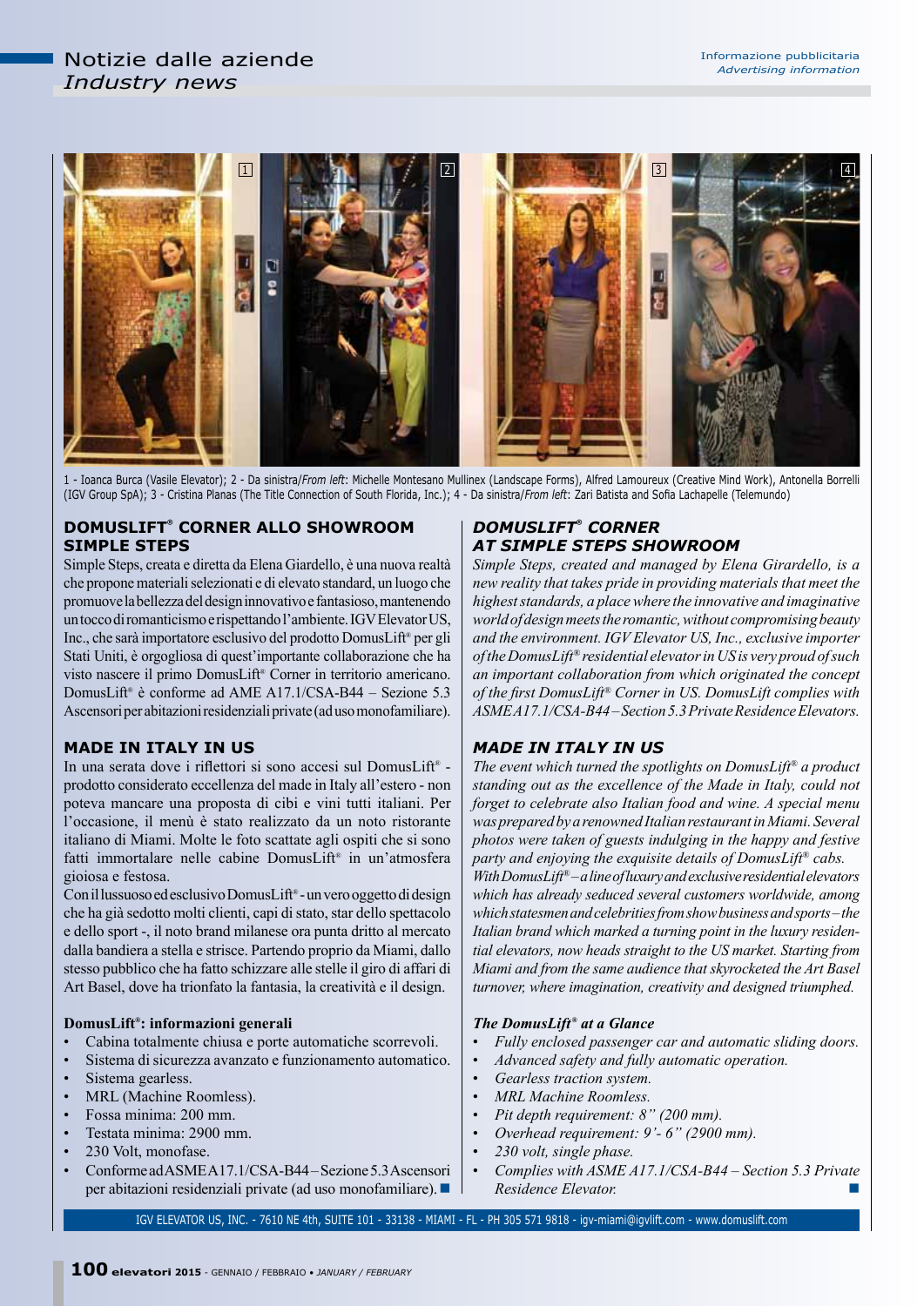1 - Ioanca Burca (Vasile Elevator); 2 - Da sinistra/*From left*: Michelle Montesano Mullinex (Landscape Forms), Alfred Lamoureux (Creative Mind Work), Antonella Borrelli (IGV Group SpA); 3 - Cristina Planas (The Title Connection of South Florida, Inc.); 4 - Da sinistra/*From left*: Zari Batista and Sofia Lachapelle (Telemundo)

## DOMUSLIFT® CORNER ALLO SHOWROOM SIMPLE STEPS

Simple Steps, creata e diretta da Elena Giardello, è una nuova realtà che propone materiali selezionati e di elevato standard, un luogo che promuove la bellezza del design innovativo e fantasioso, mantenendo un tocco di romanticismo e rispettando l'ambiente. IGV Elevator US, Inc., che sarà importatore esclusivo del prodotto DomusLift® per gli Stati Uniti, è orgogliosa di quest'importante collaborazione che ha visto nascere il primo DomusLift® Corner in territorio americano. DomusLift® è conforme ad AME A17.1/CSA-B44 – Sezione 5.3 Ascensori per abitazioni residenziali private (ad uso monofamiliare).

## MADE IN ITALY IN US

In una serata dove i riflettori si sono accesi sul DomusLift® - prodotto considerato eccellenza del made in Italy all'estero - non poteva mancare una proposta di cibi e vini tutti italiani. Per l'occasione, il menù è stato realizzato da un noto ristorante italiano di Miami. Molte le foto scattate agli ospiti che si sono fatti immortalare nelle cabine DomusLift® in un'atmosfera gioiosa e festosa.

Con il lussuoso ed esclusivo DomusLift® - un vero oggetto di design che ha già sedotto molti clienti, capi di stato, star dello spettacolo e dello sport -, il noto brand milanese ora punta dritto al mercato dalla bandiera a stella e strisce. Partendo proprio da Miami, dallo stesso pubblico che ha fatto schizzare alle stelle il giro di affari di Art Basel, dove ha trionfato la fantasia, la creatività e il design.

**DomusLift®: informazioni generali**

- Cabina totalmente chiusa e porte automatiche scorrevoli.
- Sistema di sicurezza avanzato e funzionamento automatico.
- Sistema gearless.
- MRL (Machine Roomless).
- Fossa minima: 200 mm.
- Testata minima: 2900 mm.
- 230 Volt, monofase.
- Conforme ad ASME A17.1/CSA-B44 – Sezione 5.3 Ascensori per abitazioni residenziali private (ad uso monofamiliare).

## *DOMUSLIFT® CORNER AT SIMPLE STEPS SHOWROOM*

*Simple Steps, created and managed by Elena Girardello, is a new reality that takes pride in providing materials that meet the highest standards, a place where the innovative and imaginative world of design meets the romantic, without compromising beauty and the environment. IGV Elevator US, Inc., exclusive importer of the DomusLift® residential elevator in US is very proud of such an important collaboration from which originated the concept of the first DomusLift® Corner in US. DomusLift complies with ASME A17.1/CSA-B44 – Section 5.3 Private Residence Elevators.*

## *MADE IN ITALY IN US*

*The event which turned the spotlights on DomusLift® a product standing out as the excellence of the Made in Italy, could not forget to celebrate also Italian food and wine. A special menu was prepared by a renowned Italian restaurant in Miami. Several photos were taken of guests indulging in the happy and festive party and enjoying the exquisite details of DomusLift® cabs.*

*With DomusLift® – a line of luxury and exclusive residential elevators which has already seduced several customers worldwide, among which statesmen and celebrities from show business and sports – the Italian brand which marked a turning point in the luxury residential elevators, now heads straight to the US market. Starting from Miami and from the same audience that skyrocketed the Art Basel turnover, where imagination, creativity and designed triumphed.*

***The DomusLift® at a Glance***

- *Fully enclosed passenger car and automatic sliding doors.*
- *Advanced safety and fully automatic operation.*
- *Gearless traction system.*
- *MRL Machine Roomless.*
- *Pit depth requirement: 8" (200 mm).*
- *Overhead requirement: 9'- 6" (2900 mm).*
- *230 volt, single phase.*
- *Complies with ASME A17.1/CSA-B44 – Section 5.3 Private Residence Elevator.*

IGV ELEVATOR US, INC. - 7610 NE 4th, SUITE 101 - 33138 - MIAMI - FL - PH 305 571 9818 - igv-miami@igvlift.com - www.domuslift.com